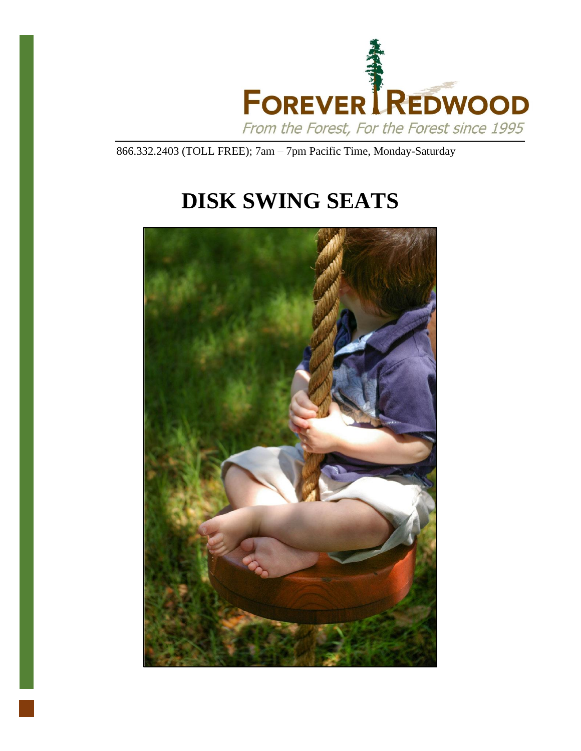FOREVER REDWOOD

*From the Forest, For the Forest since 1995*

866.332.2403 (TOLL FREE); 7am – 7pm Pacific Time, Monday-Saturday

# DISK SWING SEATS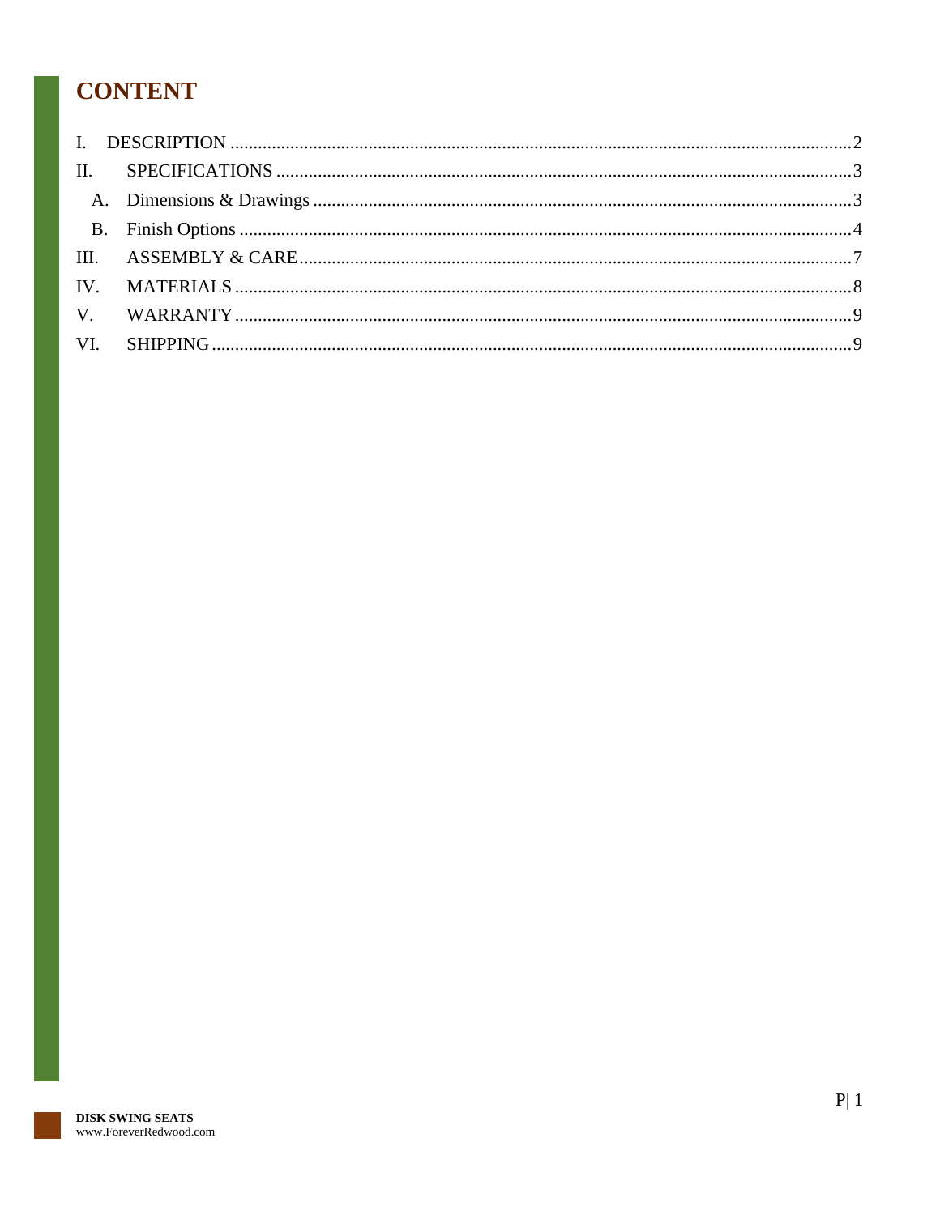# CONTENT

I. DESCRIPTION ........................................ 2

II. SPECIFICATIONS ........................................ 3

  A. Dimensions & Drawings ........................................ 3

  B. Finish Options ........................................ 4

III. ASSEMBLY & CARE ........................................ 7

IV. MATERIALS ........................................ 8

V. WARRANTY ........................................ 9

VI. SHIPPING ........................................ 9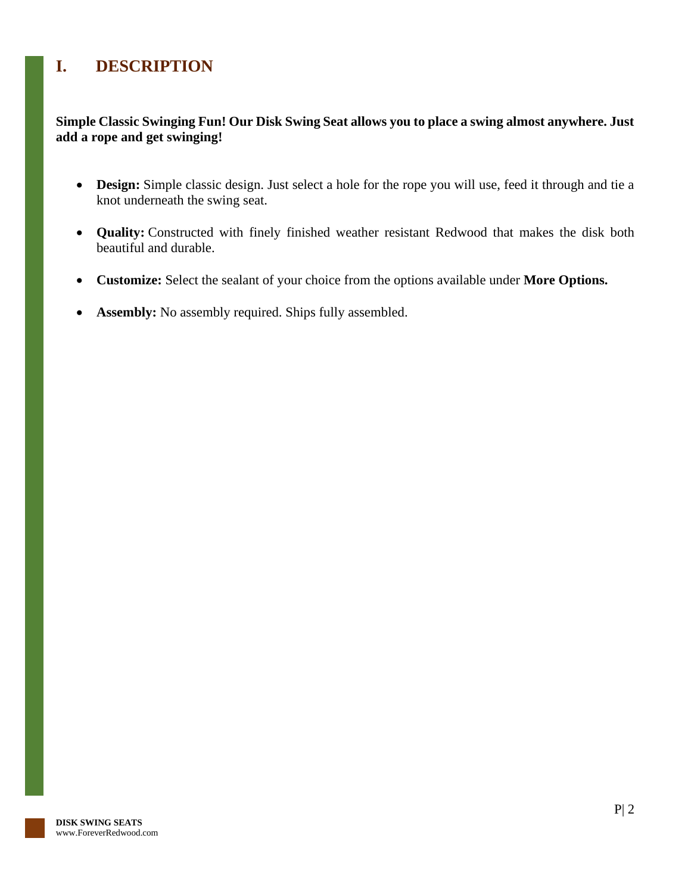# I. DESCRIPTION

**Simple Classic Swinging Fun! Our Disk Swing Seat allows you to place a swing almost anywhere. Just add a rope and get swinging!**

- **Design:** Simple classic design. Just select a hole for the rope you will use, feed it through and tie a knot underneath the swing seat.
- **Quality:** Constructed with finely finished weather resistant Redwood that makes the disk both beautiful and durable.
- **Customize:** Select the sealant of your choice from the options available under **More Options.**
- **Assembly:** No assembly required. Ships fully assembled.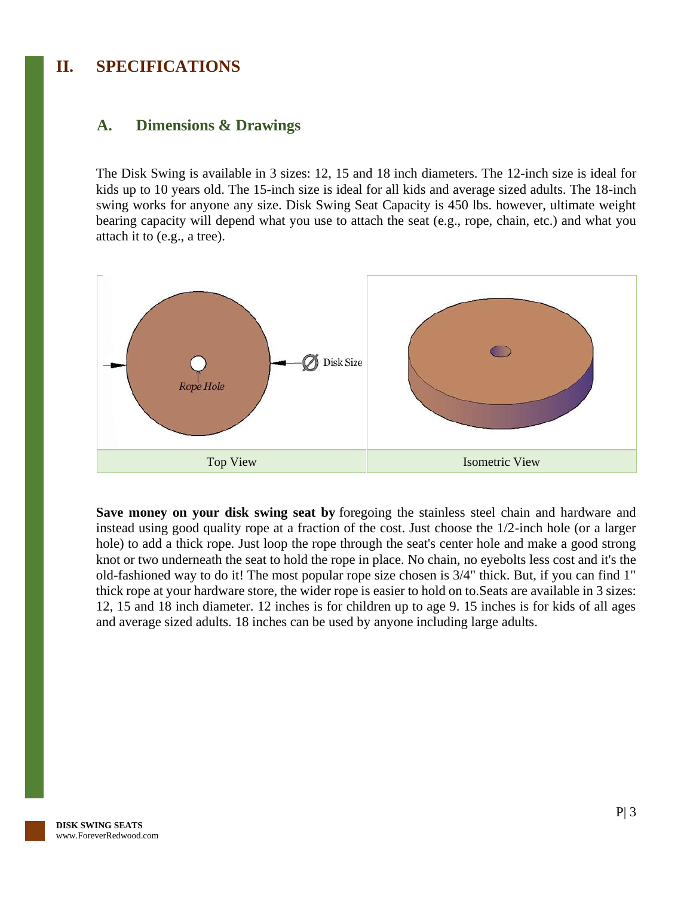# II. SPECIFICATIONS

## A. Dimensions & Drawings

The Disk Swing is available in 3 sizes: 12, 15 and 18 inch diameters. The 12-inch size is ideal for kids up to 10 years old. The 15-inch size is ideal for all kids and average sized adults. The 18-inch swing works for anyone any size. Disk Swing Seat Capacity is 450 lbs. however, ultimate weight bearing capacity will depend what you use to attach the seat (e.g., rope, chain, etc.) and what you attach it to (e.g., a tree).

| Top View | Isometric View |
| --- | --- |

**Save money on your disk swing seat by** foregoing the stainless steel chain and hardware and instead using good quality rope at a fraction of the cost. Just choose the 1/2-inch hole (or a larger hole) to add a thick rope. Just loop the rope through the seat's center hole and make a good strong knot or two underneath the seat to hold the rope in place. No chain, no eyebolts less cost and it's the old-fashioned way to do it! The most popular rope size chosen is 3/4" thick. But, if you can find 1" thick rope at your hardware store, the wider rope is easier to hold on to.Seats are available in 3 sizes: 12, 15 and 18 inch diameter. 12 inches is for children up to age 9. 15 inches is for kids of all ages and average sized adults. 18 inches can be used by anyone including large adults.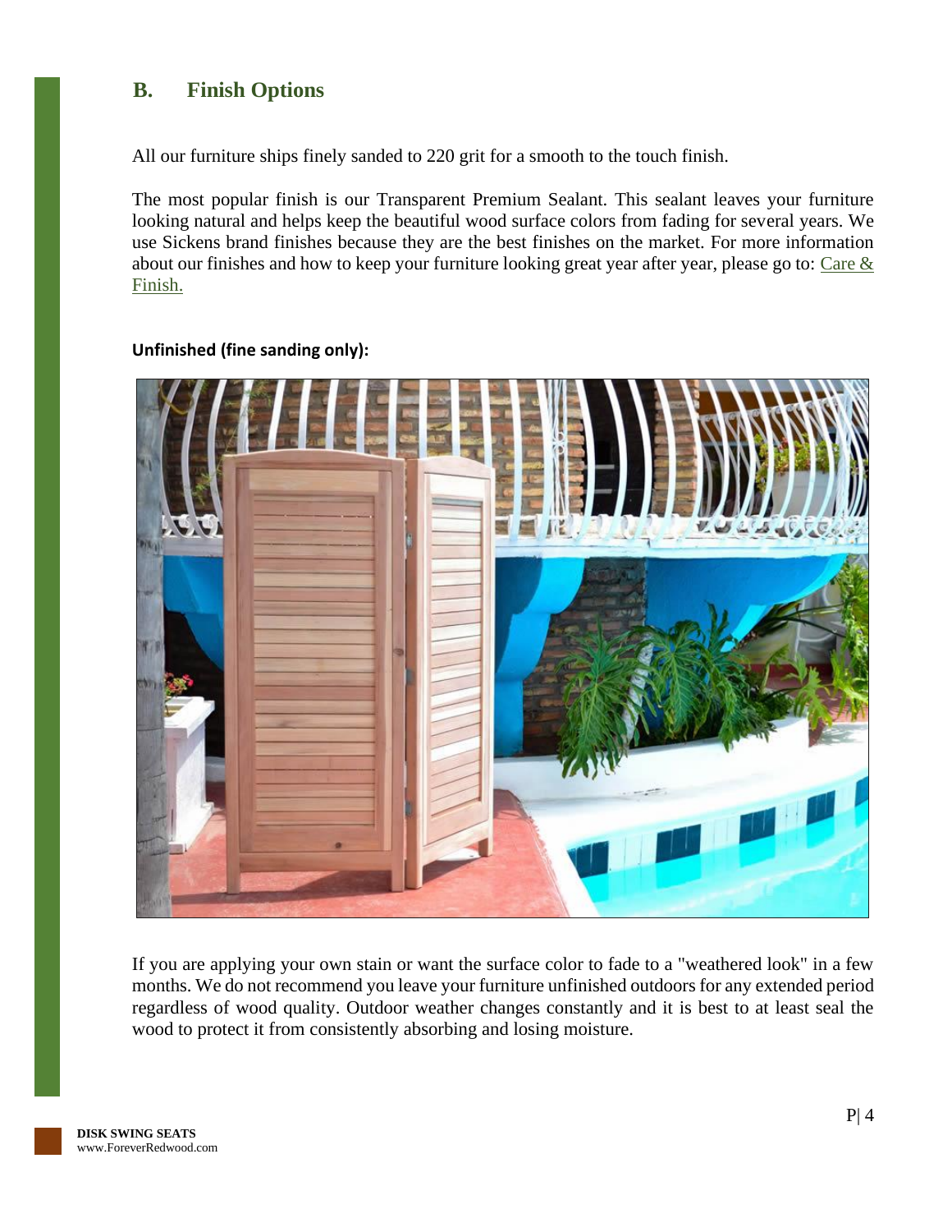## B. Finish Options

All our furniture ships finely sanded to 220 grit for a smooth to the touch finish.

The most popular finish is our Transparent Premium Sealant. This sealant leaves your furniture looking natural and helps keep the beautiful wood surface colors from fading for several years. We use Sickens brand finishes because they are the best finishes on the market. For more information about our finishes and how to keep your furniture looking great year after year, please go to: Care & Finish.

**Unfinished (fine sanding only):**

If you are applying your own stain or want the surface color to fade to a "weathered look" in a few months. We do not recommend you leave your furniture unfinished outdoors for any extended period regardless of wood quality. Outdoor weather changes constantly and it is best to at least seal the wood to protect it from consistently absorbing and losing moisture.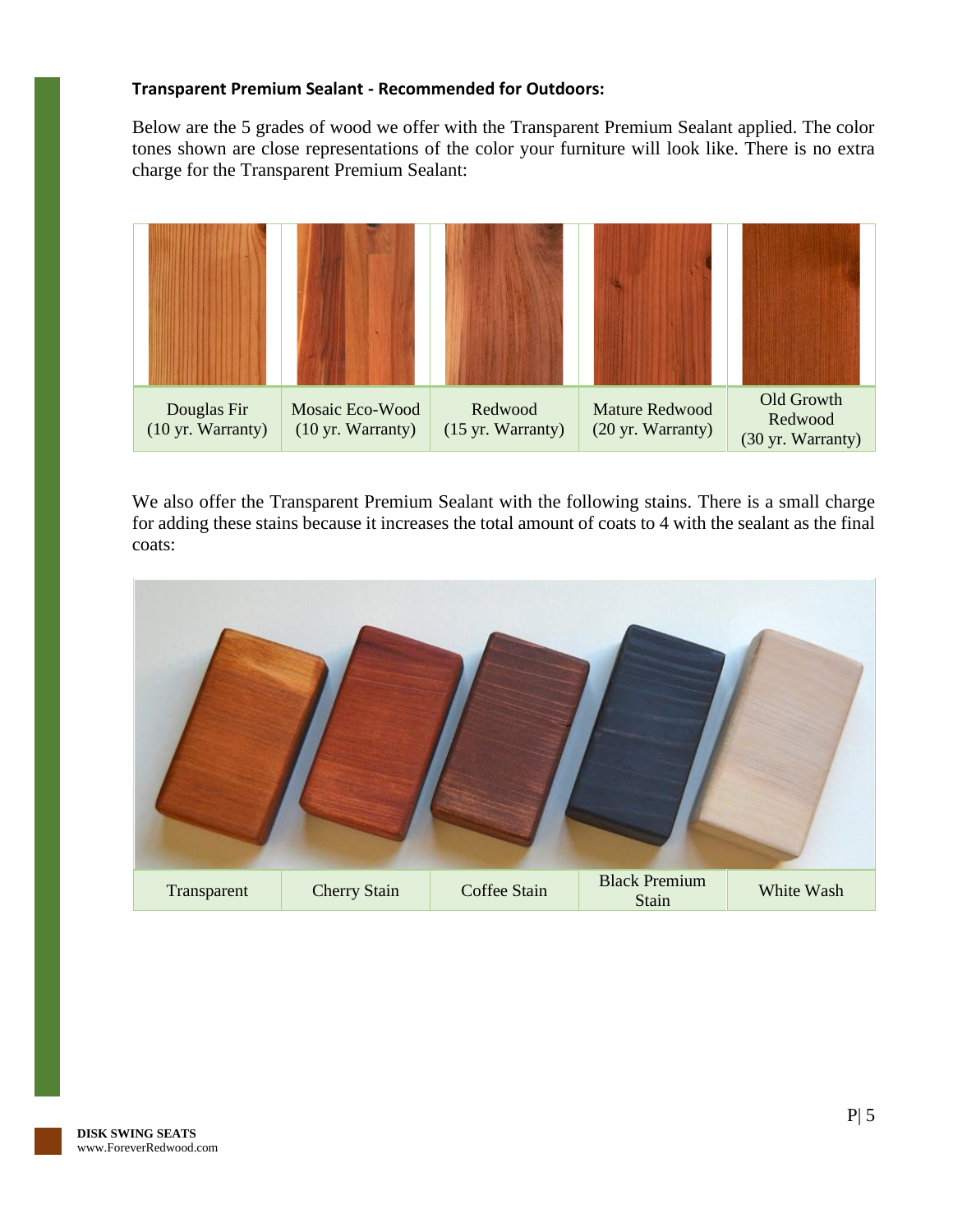**Transparent Premium Sealant - Recommended for Outdoors:**

Below are the 5 grades of wood we offer with the Transparent Premium Sealant applied. The color tones shown are close representations of the color your furniture will look like. There is no extra charge for the Transparent Premium Sealant:

| Douglas Fir (10 yr. Warranty) | Mosaic Eco-Wood (10 yr. Warranty) | Redwood (15 yr. Warranty) | Mature Redwood (20 yr. Warranty) | Old Growth Redwood (30 yr. Warranty) |
|---|---|---|---|---|

We also offer the Transparent Premium Sealant with the following stains. There is a small charge for adding these stains because it increases the total amount of coats to 4 with the sealant as the final coats:

| Transparent | Cherry Stain | Coffee Stain | Black Premium Stain | White Wash |
|---|---|---|---|---|

**DISK SWING SEATS**
www.ForeverRedwood.com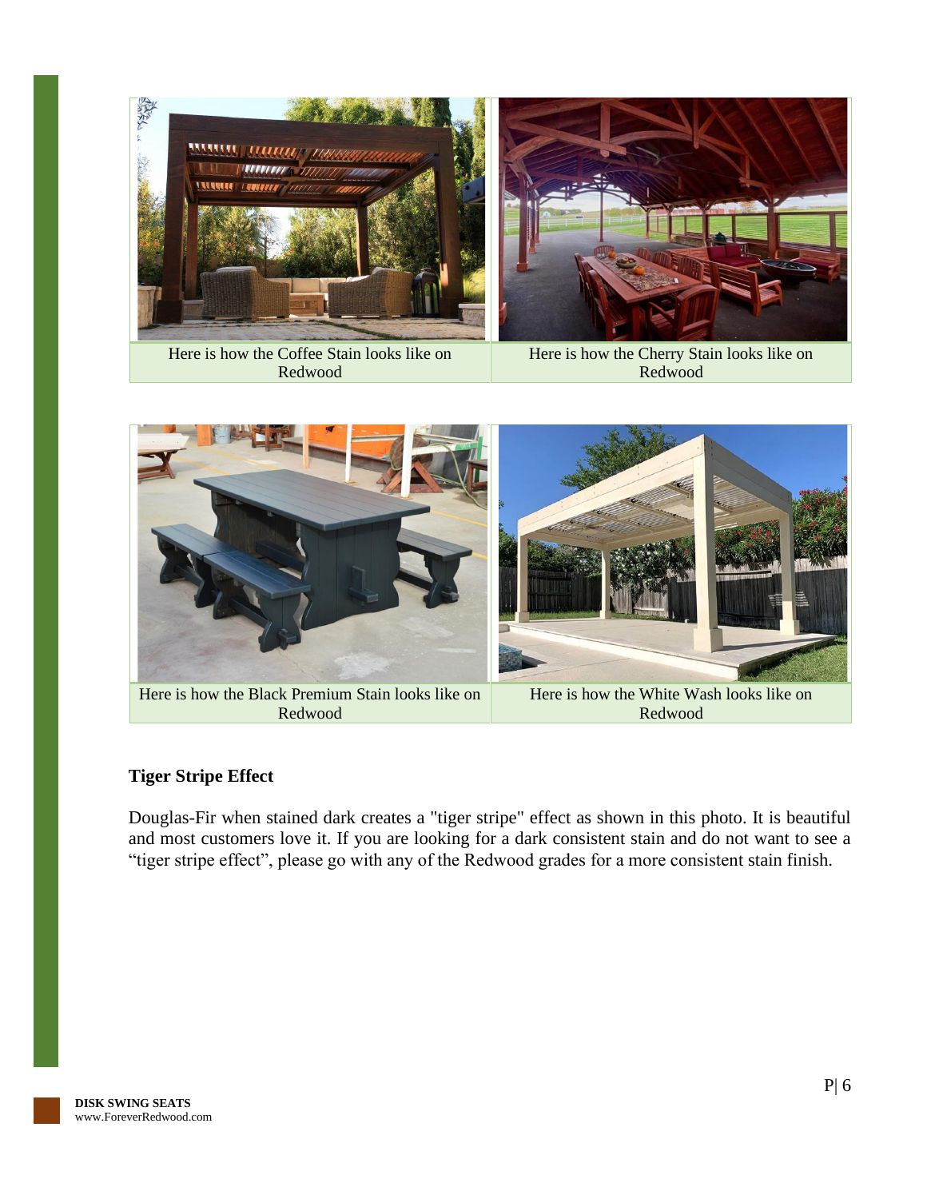Here is how the Coffee Stain looks like on Redwood

Here is how the Cherry Stain looks like on Redwood

Here is how the Black Premium Stain looks like on Redwood

Here is how the White Wash looks like on Redwood

### Tiger Stripe Effect

Douglas-Fir when stained dark creates a "tiger stripe" effect as shown in this photo. It is beautiful and most customers love it. If you are looking for a dark consistent stain and do not want to see a “tiger stripe effect”, please go with any of the Redwood grades for a more consistent stain finish.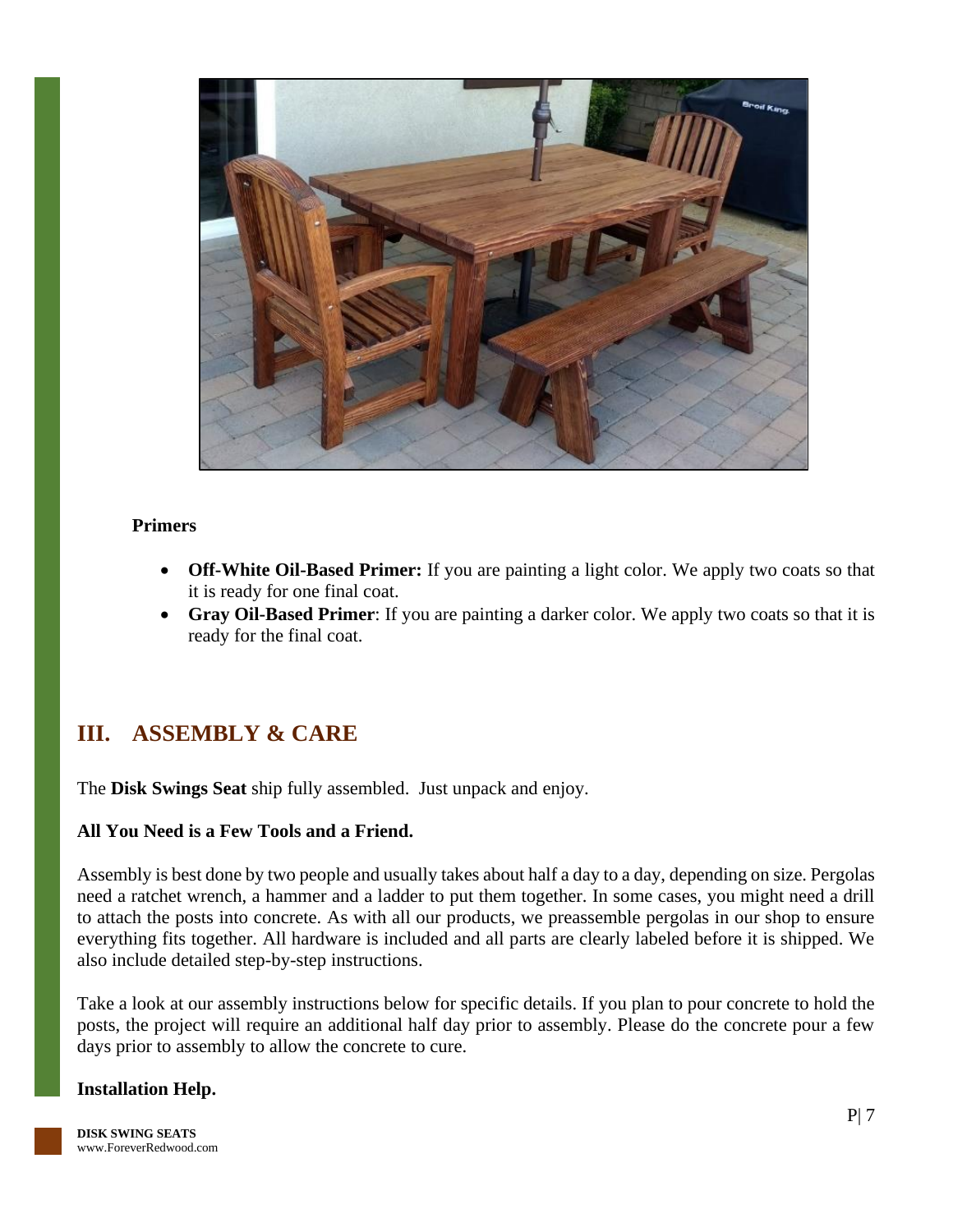**Primers**

- **Off-White Oil-Based Primer:** If you are painting a light color. We apply two coats so that it is ready for one final coat.
- **Gray Oil-Based Primer**: If you are painting a darker color. We apply two coats so that it is ready for the final coat.

## III. ASSEMBLY & CARE

The **Disk Swings Seat** ship fully assembled. Just unpack and enjoy.

**All You Need is a Few Tools and a Friend.**

Assembly is best done by two people and usually takes about half a day to a day, depending on size. Pergolas need a ratchet wrench, a hammer and a ladder to put them together. In some cases, you might need a drill to attach the posts into concrete. As with all our products, we preassemble pergolas in our shop to ensure everything fits together. All hardware is included and all parts are clearly labeled before it is shipped. We also include detailed step-by-step instructions.

Take a look at our assembly instructions below for specific details. If you plan to pour concrete to hold the posts, the project will require an additional half day prior to assembly. Please do the concrete pour a few days prior to assembly to allow the concrete to cure.

**Installation Help.**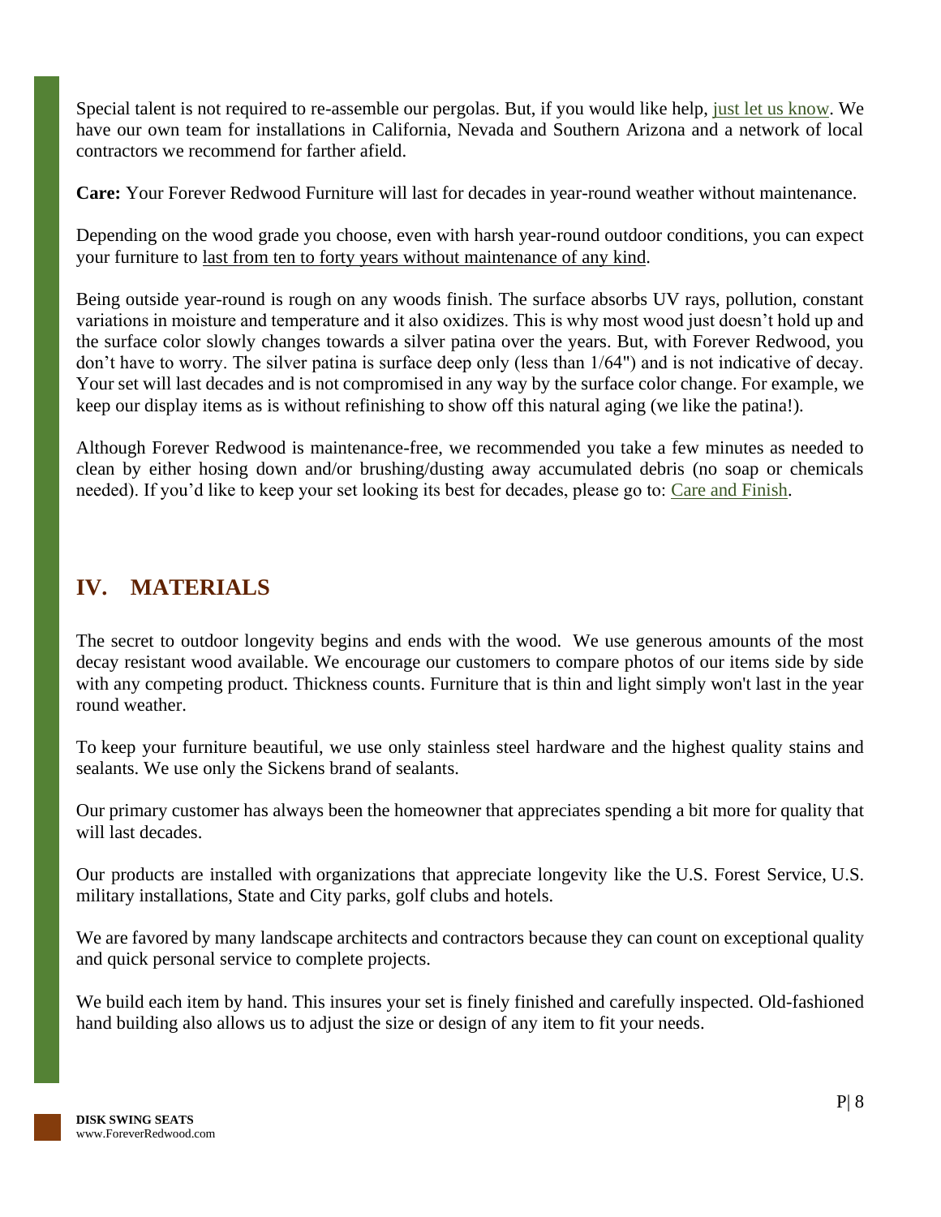Special talent is not required to re-assemble our pergolas. But, if you would like help, just let us know. We have our own team for installations in California, Nevada and Southern Arizona and a network of local contractors we recommend for farther afield.

**Care:** Your Forever Redwood Furniture will last for decades in year-round weather without maintenance.

Depending on the wood grade you choose, even with harsh year-round outdoor conditions, you can expect your furniture to last from ten to forty years without maintenance of any kind.

Being outside year-round is rough on any woods finish. The surface absorbs UV rays, pollution, constant variations in moisture and temperature and it also oxidizes. This is why most wood just doesn't hold up and the surface color slowly changes towards a silver patina over the years. But, with Forever Redwood, you don't have to worry. The silver patina is surface deep only (less than 1/64") and is not indicative of decay. Your set will last decades and is not compromised in any way by the surface color change. For example, we keep our display items as is without refinishing to show off this natural aging (we like the patina!).

Although Forever Redwood is maintenance-free, we recommended you take a few minutes as needed to clean by either hosing down and/or brushing/dusting away accumulated debris (no soap or chemicals needed). If you'd like to keep your set looking its best for decades, please go to: Care and Finish.

## IV. MATERIALS

The secret to outdoor longevity begins and ends with the wood. We use generous amounts of the most decay resistant wood available. We encourage our customers to compare photos of our items side by side with any competing product. Thickness counts. Furniture that is thin and light simply won't last in the year round weather.

To keep your furniture beautiful, we use only stainless steel hardware and the highest quality stains and sealants. We use only the Sickens brand of sealants.

Our primary customer has always been the homeowner that appreciates spending a bit more for quality that will last decades.

Our products are installed with organizations that appreciate longevity like the U.S. Forest Service, U.S. military installations, State and City parks, golf clubs and hotels.

We are favored by many landscape architects and contractors because they can count on exceptional quality and quick personal service to complete projects.

We build each item by hand. This insures your set is finely finished and carefully inspected. Old-fashioned hand building also allows us to adjust the size or design of any item to fit your needs.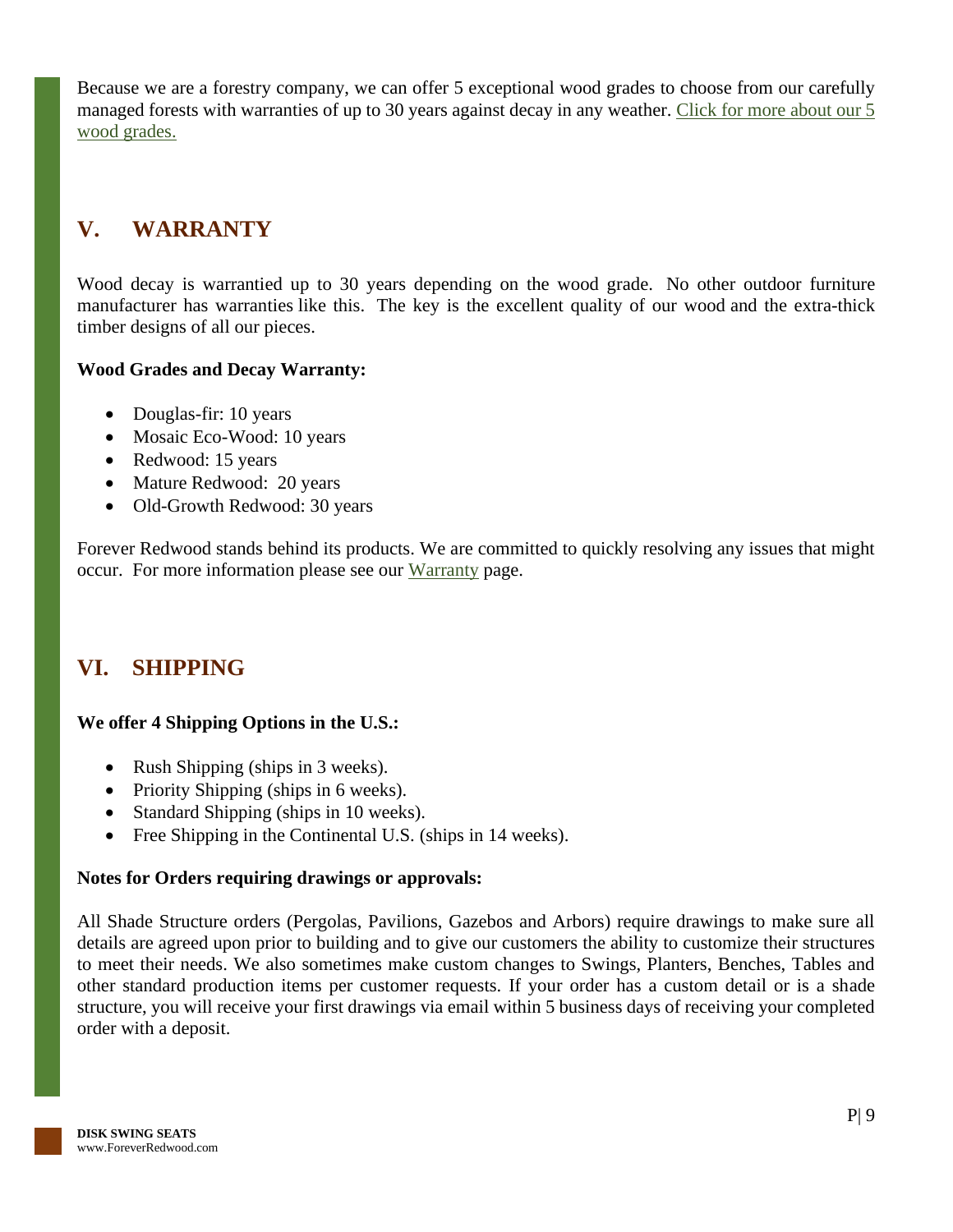Because we are a forestry company, we can offer 5 exceptional wood grades to choose from our carefully managed forests with warranties of up to 30 years against decay in any weather. [Click for more about our 5 wood grades.]

## V. WARRANTY

Wood decay is warrantied up to 30 years depending on the wood grade. No other outdoor furniture manufacturer has warranties like this. The key is the excellent quality of our wood and the extra-thick timber designs of all our pieces.

**Wood Grades and Decay Warranty:**

- Douglas-fir: 10 years
- Mosaic Eco-Wood: 10 years
- Redwood: 15 years
- Mature Redwood: 20 years
- Old-Growth Redwood: 30 years

Forever Redwood stands behind its products. We are committed to quickly resolving any issues that might occur. For more information please see our [Warranty] page.

## VI. SHIPPING

**We offer 4 Shipping Options in the U.S.:**

- Rush Shipping (ships in 3 weeks).
- Priority Shipping (ships in 6 weeks).
- Standard Shipping (ships in 10 weeks).
- Free Shipping in the Continental U.S. (ships in 14 weeks).

**Notes for Orders requiring drawings or approvals:**

All Shade Structure orders (Pergolas, Pavilions, Gazebos and Arbors) require drawings to make sure all details are agreed upon prior to building and to give our customers the ability to customize their structures to meet their needs. We also sometimes make custom changes to Swings, Planters, Benches, Tables and other standard production items per customer requests. If your order has a custom detail or is a shade structure, you will receive your first drawings via email within 5 business days of receiving your completed order with a deposit.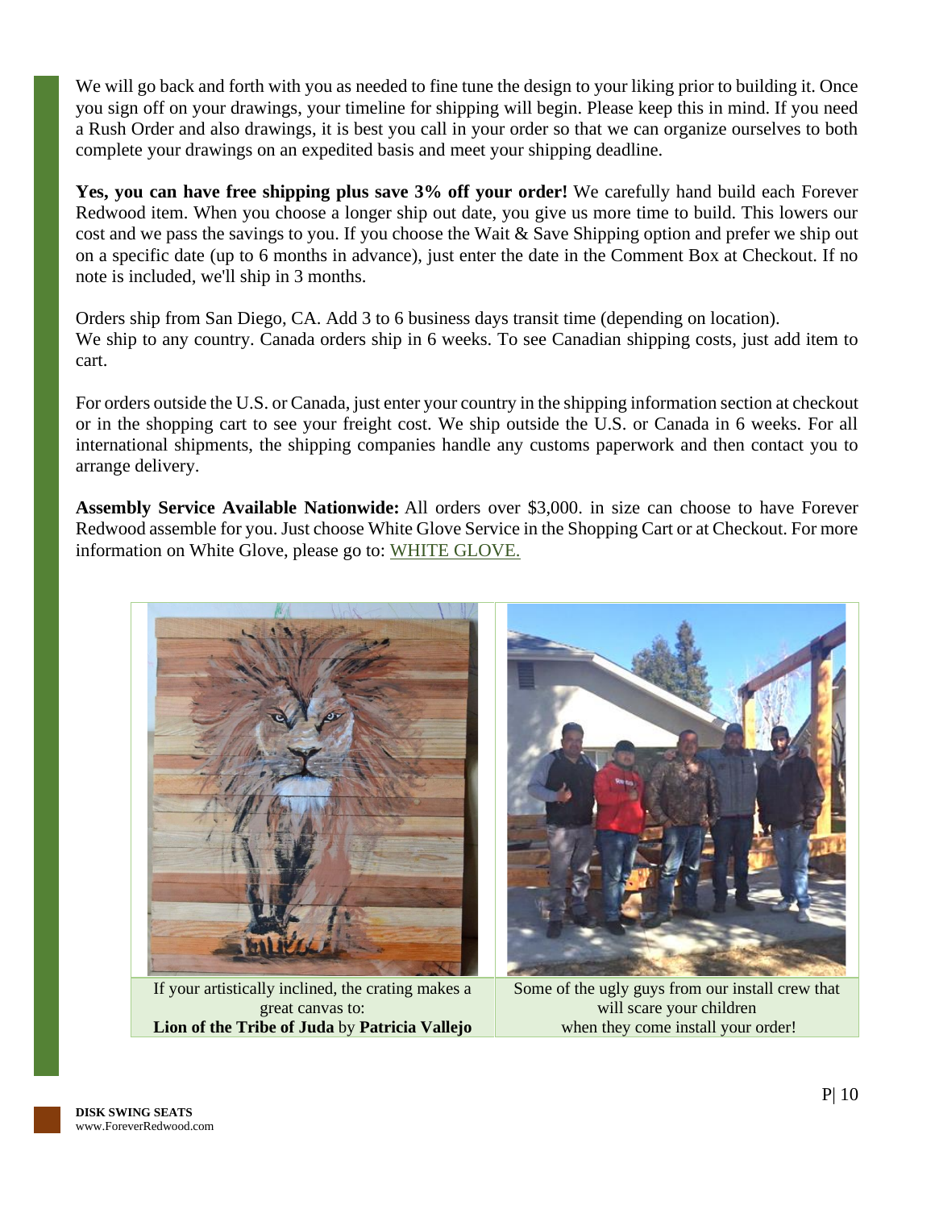We will go back and forth with you as needed to fine tune the design to your liking prior to building it. Once you sign off on your drawings, your timeline for shipping will begin. Please keep this in mind. If you need a Rush Order and also drawings, it is best you call in your order so that we can organize ourselves to both complete your drawings on an expedited basis and meet your shipping deadline.

**Yes, you can have free shipping plus save 3% off your order!** We carefully hand build each Forever Redwood item. When you choose a longer ship out date, you give us more time to build. This lowers our cost and we pass the savings to you. If you choose the Wait & Save Shipping option and prefer we ship out on a specific date (up to 6 months in advance), just enter the date in the Comment Box at Checkout. If no note is included, we'll ship in 3 months.

Orders ship from San Diego, CA. Add 3 to 6 business days transit time (depending on location).
We ship to any country. Canada orders ship in 6 weeks. To see Canadian shipping costs, just add item to cart.

For orders outside the U.S. or Canada, just enter your country in the shipping information section at checkout or in the shopping cart to see your freight cost. We ship outside the U.S. or Canada in 6 weeks. For all international shipments, the shipping companies handle any customs paperwork and then contact you to arrange delivery.

**Assembly Service Available Nationwide:** All orders over $3,000. in size can choose to have Forever Redwood assemble for you. Just choose White Glove Service in the Shopping Cart or at Checkout. For more information on White Glove, please go to: WHITE GLOVE.

If your artistically inclined, the crating makes a great canvas to:
**Lion of the Tribe of Juda** by **Patricia Vallejo**

Some of the ugly guys from our install crew that will scare your children when they come install your order!